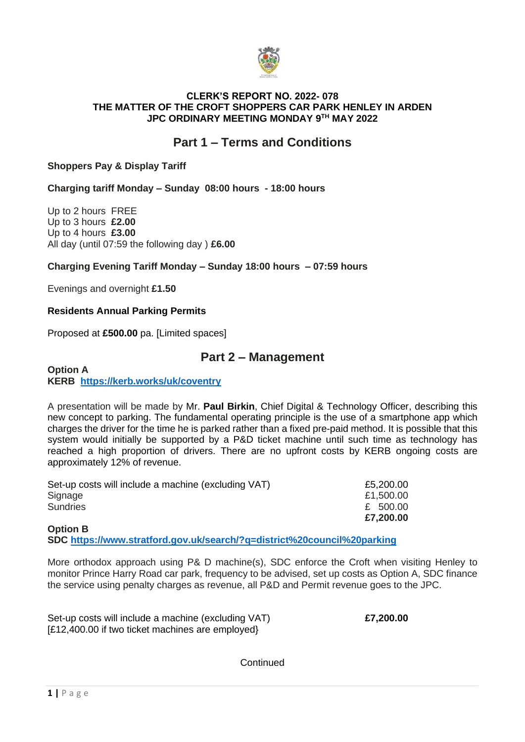**CLERK'S REPORT NO. 2022- 078**
**THE MATTER OF THE CROFT SHOPPERS CAR PARK HENLEY IN ARDEN**
**JPC ORDINARY MEETING MONDAY 9TH MAY 2022**

## Part 1 – Terms and Conditions

**Shoppers Pay & Display Tariff**

**Charging tariff Monday – Sunday 08:00 hours - 18:00 hours**

Up to 2 hours FREE
Up to 3 hours **£2.00**
Up to 4 hours **£3.00**
All day (until 07:59 the following day ) **£6.00**

**Charging Evening Tariff Monday – Sunday 18:00 hours – 07:59 hours**

Evenings and overnight **£1.50**

**Residents Annual Parking Permits**

Proposed at **£500.00** pa. [Limited spaces]

## Part 2 – Management

**Option A**
**KERB [https://kerb.works/uk/coventry](https://kerb.works/uk/coventry)**

A presentation will be made by Mr. **Paul Birkin**, Chief Digital & Technology Officer, describing this new concept to parking. The fundamental operating principle is the use of a smartphone app which charges the driver for the time he is parked rather than a fixed pre-paid method. It is possible that this system would initially be supported by a P&D ticket machine until such time as technology has reached a high proportion of drivers. There are no upfront costs by KERB ongoing costs are approximately 12% of revenue.

| | |
|---|---|
| Set-up costs will include a machine (excluding VAT) | £5,200.00 |
| Signage | £1,500.00 |
| Sundries | £ 500.00 |
| | **£7,200.00** |

**Option B**
**SDC [https://www.stratford.gov.uk/search/?q=district%20council%20parking](https://www.stratford.gov.uk/search/?q=district%20council%20parking)**

More orthodox approach using P& D machine(s), SDC enforce the Croft when visiting Henley to monitor Prince Harry Road car park, frequency to be advised, set up costs as Option A, SDC finance the service using penalty charges as revenue, all P&D and Permit revenue goes to the JPC.

| | |
|---|---|
| Set-up costs will include a machine (excluding VAT) [£12,400.00 if two ticket machines are employed} | **£7,200.00** |

Continued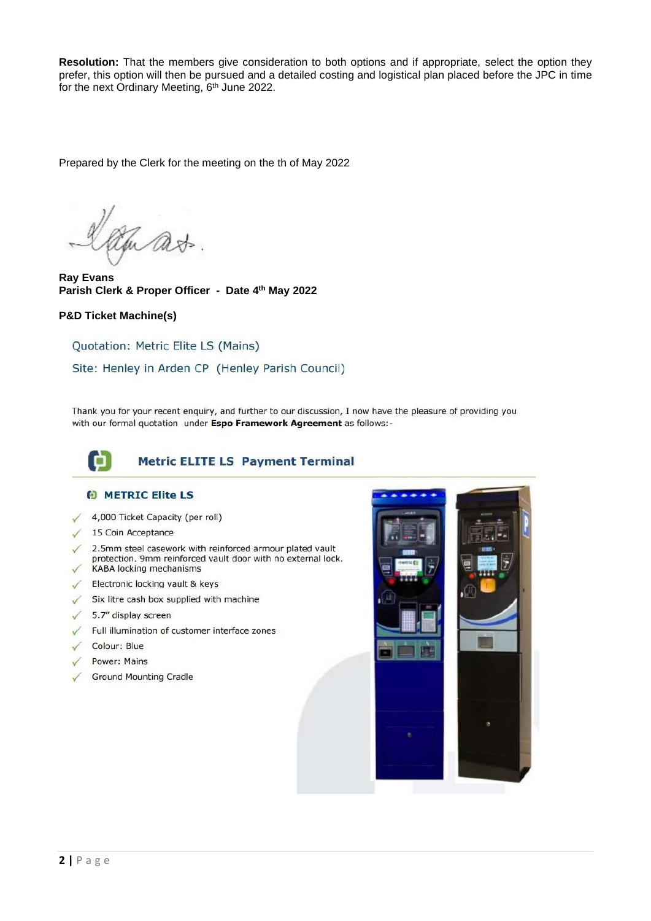**Resolution:** That the members give consideration to both options and if appropriate, select the option they prefer, this option will then be pursued and a detailed costing and logistical plan placed before the JPC in time for the next Ordinary Meeting, 6th June 2022.

Prepared by the Clerk for the meeting on the th of May 2022

**Ray Evans**
**Parish Clerk & Proper Officer - Date 4th May 2022**

**P&D Ticket Machine(s)**

Quotation: Metric Elite LS (Mains)

Site: Henley in Arden CP (Henley Parish Council)

Thank you for your recent enquiry, and further to our discussion, I now have the pleasure of providing you with our formal quotation under **Espo Framework Agreement** as follows:-

## Metric ELITE LS Payment Terminal

### METRIC Elite LS

- 4,000 Ticket Capacity (per roll)
- 15 Coin Acceptance
- 2.5mm steel casework with reinforced armour plated vault protection. 9mm reinforced vault door with no external lock.
- KABA locking mechanisms
- Electronic locking vault & keys
- Six litre cash box supplied with machine
- 5.7" display screen
- Full illumination of customer interface zones
- Colour: Blue
- Power: Mains
- Ground Mounting Cradle